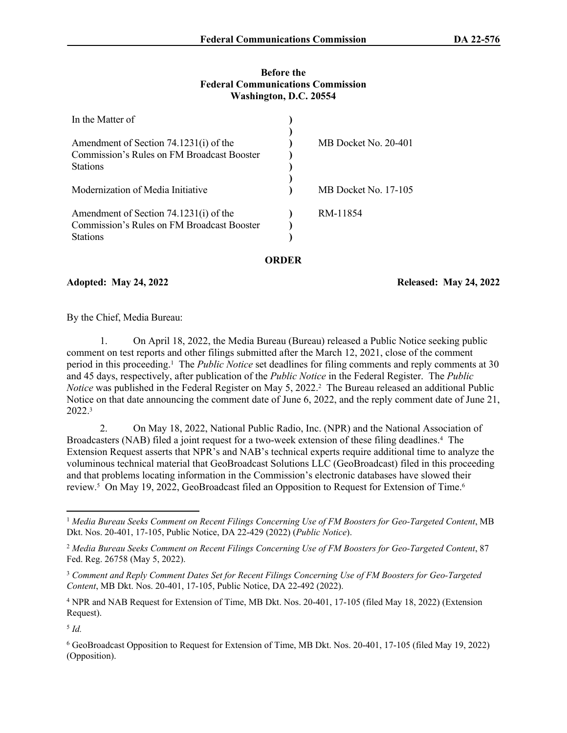**Before the**
**Federal Communications Commission**
**Washington, D.C. 20554**

| | | |
|---|---|---|
| In the Matter of | ) | |
| | ) | |
| Amendment of Section 74.1231(i) of the Commission's Rules on FM Broadcast Booster Stations | ) | MB Docket No. 20-401 |
| | ) | |
| Modernization of Media Initiative | ) | MB Docket No. 17-105 |
| | | |
| Amendment of Section 74.1231(i) of the Commission's Rules on FM Broadcast Booster Stations | ) | RM-11854 |

## ORDER

**Adopted: May 24, 2022** **Released: May 24, 2022**

By the Chief, Media Bureau:

1. On April 18, 2022, the Media Bureau (Bureau) released a Public Notice seeking public comment on test reports and other filings submitted after the March 12, 2021, close of the comment period in this proceeding.[1] The *Public Notice* set deadlines for filing comments and reply comments at 30 and 45 days, respectively, after publication of the *Public Notice* in the Federal Register. The *Public Notice* was published in the Federal Register on May 5, 2022.[2] The Bureau released an additional Public Notice on that date announcing the comment date of June 6, 2022, and the reply comment date of June 21, 2022.[3]

2. On May 18, 2022, National Public Radio, Inc. (NPR) and the National Association of Broadcasters (NAB) filed a joint request for a two-week extension of these filing deadlines.[4] The Extension Request asserts that NPR's and NAB's technical experts require additional time to analyze the voluminous technical material that GeoBroadcast Solutions LLC (GeoBroadcast) filed in this proceeding and that problems locating information in the Commission's electronic databases have slowed their review.[5] On May 19, 2022, GeoBroadcast filed an Opposition to Request for Extension of Time.[6]

---

[1] *Media Bureau Seeks Comment on Recent Filings Concerning Use of FM Boosters for Geo-Targeted Content*, MB Dkt. Nos. 20-401, 17-105, Public Notice, DA 22-429 (2022) (*Public Notice*).

[2] *Media Bureau Seeks Comment on Recent Filings Concerning Use of FM Boosters for Geo-Targeted Content*, 87 Fed. Reg. 26758 (May 5, 2022).

[3] *Comment and Reply Comment Dates Set for Recent Filings Concerning Use of FM Boosters for Geo-Targeted Content*, MB Dkt. Nos. 20-401, 17-105, Public Notice, DA 22-492 (2022).

[4] NPR and NAB Request for Extension of Time, MB Dkt. Nos. 20-401, 17-105 (filed May 18, 2022) (Extension Request).

[5] *Id.*

[6] GeoBroadcast Opposition to Request for Extension of Time, MB Dkt. Nos. 20-401, 17-105 (filed May 19, 2022) (Opposition).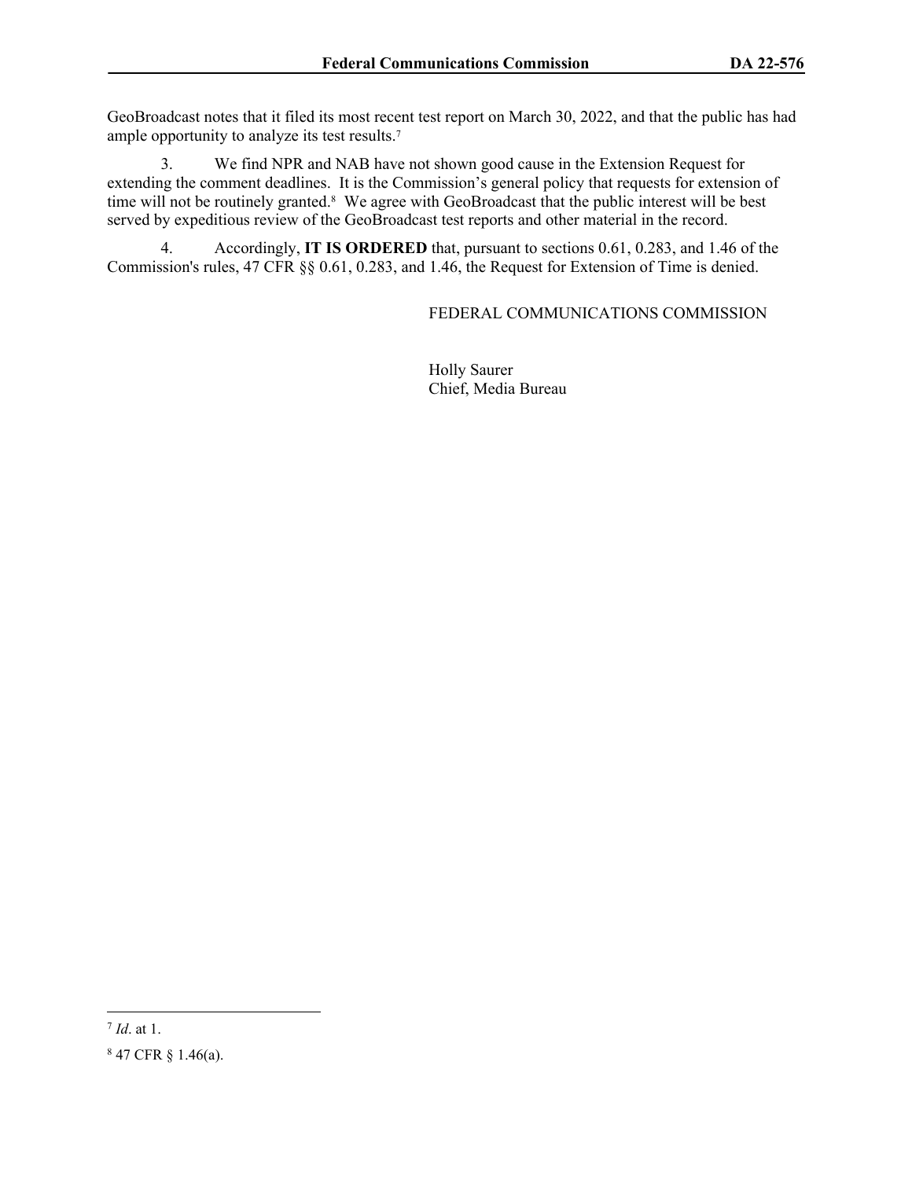GeoBroadcast notes that it filed its most recent test report on March 30, 2022, and that the public has had ample opportunity to analyze its test results.[7]

3. We find NPR and NAB have not shown good cause in the Extension Request for extending the comment deadlines. It is the Commission's general policy that requests for extension of time will not be routinely granted.[8] We agree with GeoBroadcast that the public interest will be best served by expeditious review of the GeoBroadcast test reports and other material in the record.

4. Accordingly, **IT IS ORDERED** that, pursuant to sections 0.61, 0.283, and 1.46 of the Commission's rules, 47 CFR §§ 0.61, 0.283, and 1.46, the Request for Extension of Time is denied.

FEDERAL COMMUNICATIONS COMMISSION

Holly Saurer
Chief, Media Bureau

---

[7] *Id*. at 1.

[8] 47 CFR § 1.46(a).